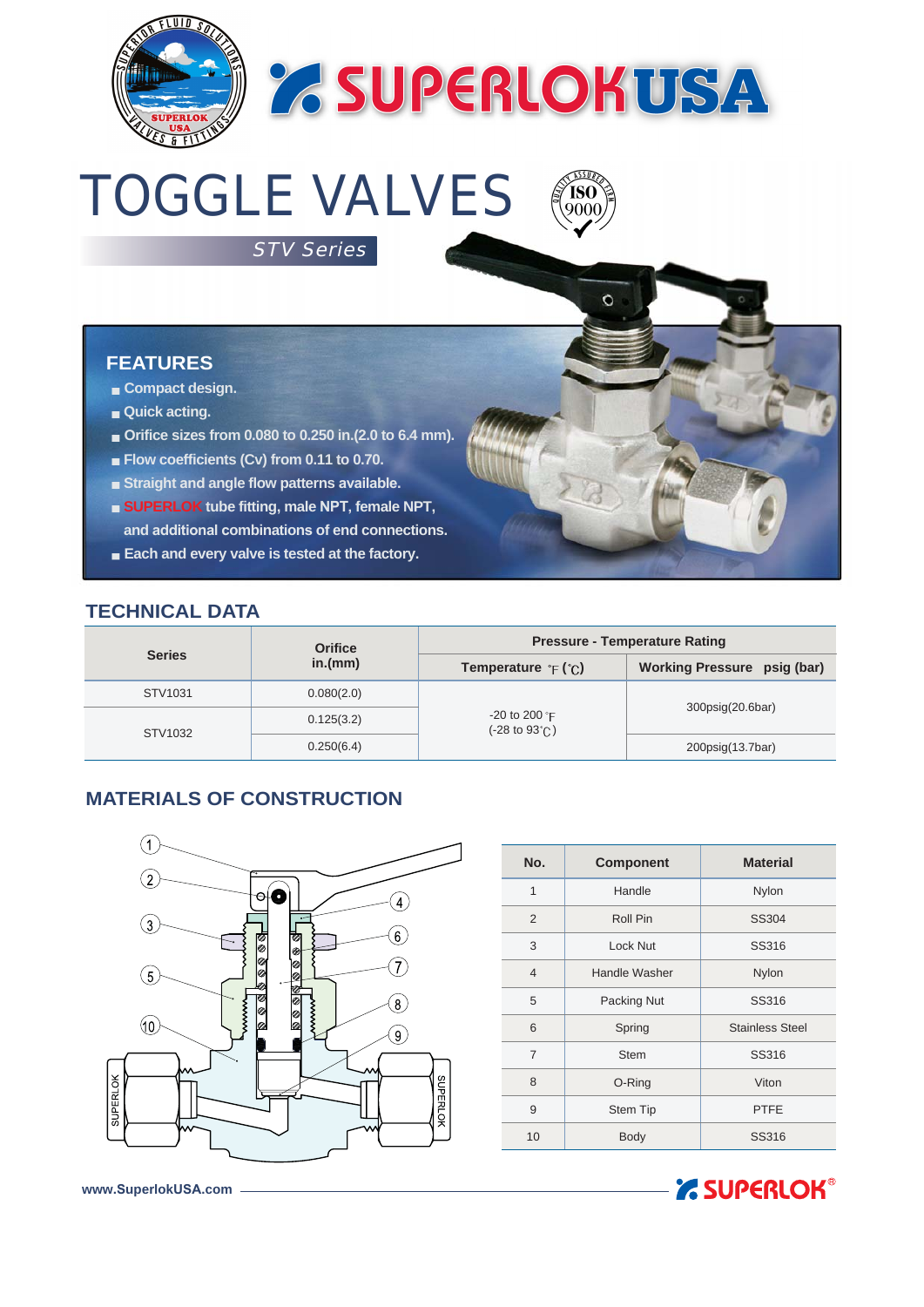# TOGGLE VALVES

*STV Series*

## FEATURES

- Compact design.
- Quick acting.
- Orifice sizes from 0.080 to 0.250 in.(2.0 to 6.4 mm).
- Flow coefficients (Cv) from 0.11 to 0.70.
- Straight and angle flow patterns available.
- SUPERLOK tube fitting, male NPT, female NPT, and additional combinations of end connections.
- Each and every valve is tested at the factory.

## TECHNICAL DATA

| Series | Orifice in.(mm) | Pressure - Temperature Rating | |
|---|---|---|---|
| | | Temperature ℉ (℃) | Working Pressure psig (bar) |
| STV1031 | 0.080(2.0) | -20 to 200 ℉ (-28 to 93℃) | 300psig(20.6bar) |
| STV1032 | 0.125(3.2) | -20 to 200 ℉ (-28 to 93℃) | 300psig(20.6bar) |
| STV1032 | 0.250(6.4) | -20 to 200 ℉ (-28 to 93℃) | 200psig(13.7bar) |

## MATERIALS OF CONSTRUCTION

| No. | Component | Material |
|---|---|---|
| 1 | Handle | Nylon |
| 2 | Roll Pin | SS304 |
| 3 | Lock Nut | SS316 |
| 4 | Handle Washer | Nylon |
| 5 | Packing Nut | SS316 |
| 6 | Spring | Stainless Steel |
| 7 | Stem | SS316 |
| 8 | O-Ring | Viton |
| 9 | Stem Tip | PTFE |
| 10 | Body | SS316 |

www.SuperlokUSA.com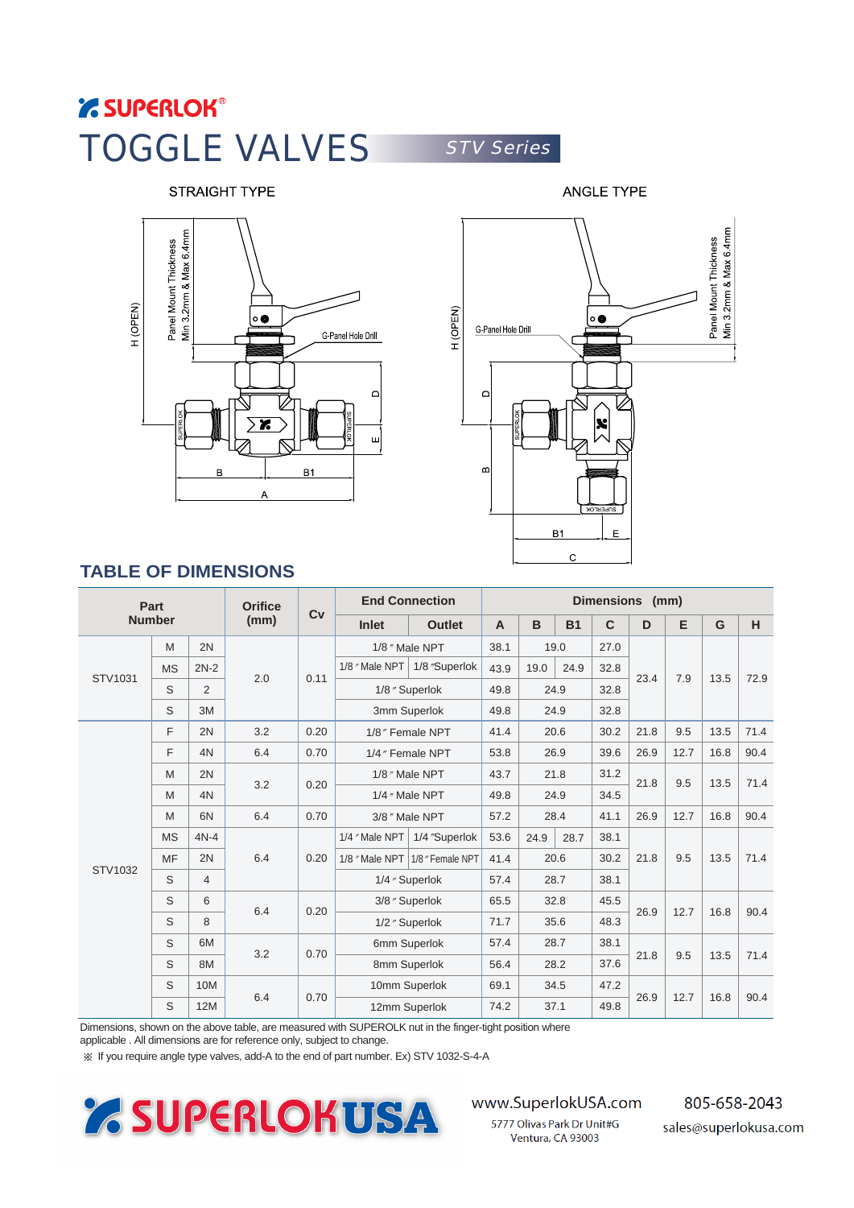# SUPERLOK®

# TOGGLE VALVES *STV Series*

STRAIGHT TYPE

H (OPEN)
Panel Mount Thickness
Min 3.2mm & Max 6.4mm
G-Panel Hole Drill
D
E
B
B1
A

ANGLE TYPE

H (OPEN)
G-Panel Hole Drill
Panel Mount Thickness
Min 3.2mm & Max 6.4mm
D
B
B1
E
C

## TABLE OF DIMENSIONS

| Part Number | | | Orifice (mm) | Cv | End Connection | | Dimensions (mm) | | | | | | | |
|---|---|---|---|---|---|---|---|---|---|---|---|---|---|---|
| | | | | | Inlet | Outlet | A | B | B1 | C | D | E | G | H |
| STV1031 | M | 2N | 2.0 | 0.11 | 1/8″ Male NPT | | 38.1 | 19.0 | | 27.0 | 23.4 | 7.9 | 13.5 | 72.9 |
| | MS | 2N-2 | | | 1/8″ Male NPT | 1/8″Superlok | 43.9 | 19.0 | 24.9 | 32.8 | | | | |
| | S | 2 | | | 1/8″ Superlok | | 49.8 | 24.9 | | 32.8 | | | | |
| | S | 3M | | | 3mm Superlok | | 49.8 | 24.9 | | 32.8 | | | | |
| STV1032 | F | 2N | 3.2 | 0.20 | 1/8″ Female NPT | | 41.4 | 20.6 | | 30.2 | 21.8 | 9.5 | 13.5 | 71.4 |
| | F | 4N | 6.4 | 0.70 | 1/4″ Female NPT | | 53.8 | 26.9 | | 39.6 | 26.9 | 12.7 | 16.8 | 90.4 |
| | M | 2N | 3.2 | 0.20 | 1/8″ Male NPT | | 43.7 | 21.8 | | 31.2 | 21.8 | 9.5 | 13.5 | 71.4 |
| | M | 4N | | | 1/4″ Male NPT | | 49.8 | 24.9 | | 34.5 | | | | |
| | M | 6N | 6.4 | 0.70 | 3/8″ Male NPT | | 57.2 | 28.4 | | 41.1 | 26.9 | 12.7 | 16.8 | 90.4 |
| | MS | 4N-4 | 6.4 | 0.20 | 1/4″ Male NPT | 1/4″Superlok | 53.6 | 24.9 | 28.7 | 38.1 | 21.8 | 9.5 | 13.5 | 71.4 |
| | MF | 2N | | | 1/8″ Male NPT | 1/8″ Female NPT | 41.4 | 20.6 | | 30.2 | | | | |
| | S | 4 | | | 1/4″ Superlok | | 57.4 | 28.7 | | 38.1 | | | | |
| | S | 6 | 6.4 | 0.20 | 3/8″ Superlok | | 65.5 | 32.8 | | 45.5 | 26.9 | 12.7 | 16.8 | 90.4 |
| | S | 8 | | | 1/2″ Superlok | | 71.7 | 35.6 | | 48.3 | | | | |
| | S | 6M | 3.2 | 0.70 | 6mm Superlok | | 57.4 | 28.7 | | 38.1 | 21.8 | 9.5 | 13.5 | 71.4 |
| | S | 8M | | | 8mm Superlok | | 56.4 | 28.2 | | 37.6 | | | | |
| | S | 10M | 6.4 | 0.70 | 10mm Superlok | | 69.1 | 34.5 | | 47.2 | 26.9 | 12.7 | 16.8 | 90.4 |
| | S | 12M | | | 12mm Superlok | | 74.2 | 37.1 | | 49.8 | | | | |

Dimensions, shown on the above table, are measured with SUPEROLK nut in the finger-tight position where applicable . All dimensions are for reference only, subject to change.

※ If you require angle type valves, add-A to the end of part number. Ex) STV 1032-S-4-A

**SUPERLOKUSA**

www.SuperlokUSA.com
5777 Olivas Park Dr Unit#G
Ventura, CA 93003

805-658-2043
sales@superlokusa.com